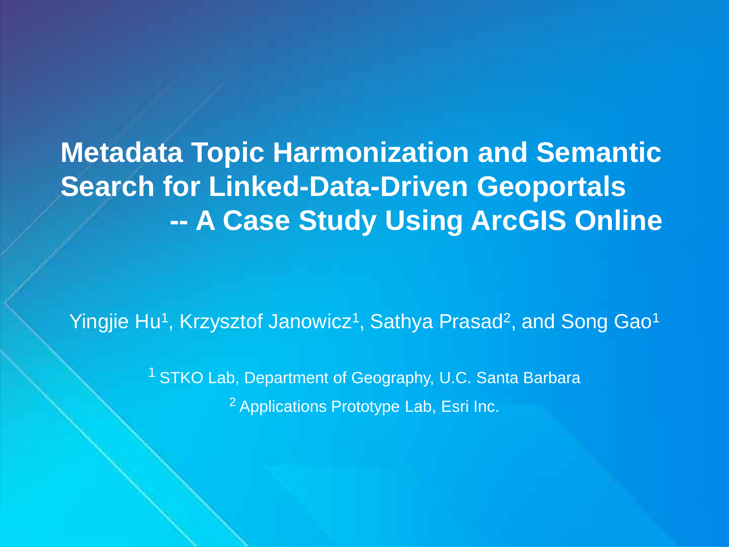# Metadata Topic Harmonization and Semantic Search for Linked-Data-Driven Geoportals -- A Case Study Using ArcGIS Online

Yingjie Hu[1], Krzysztof Janowicz[1], Sathya Prasad[2], and Song Gao[1]

[1] STKO Lab, Department of Geography, U.C. Santa Barbara

[2] Applications Prototype Lab, Esri Inc.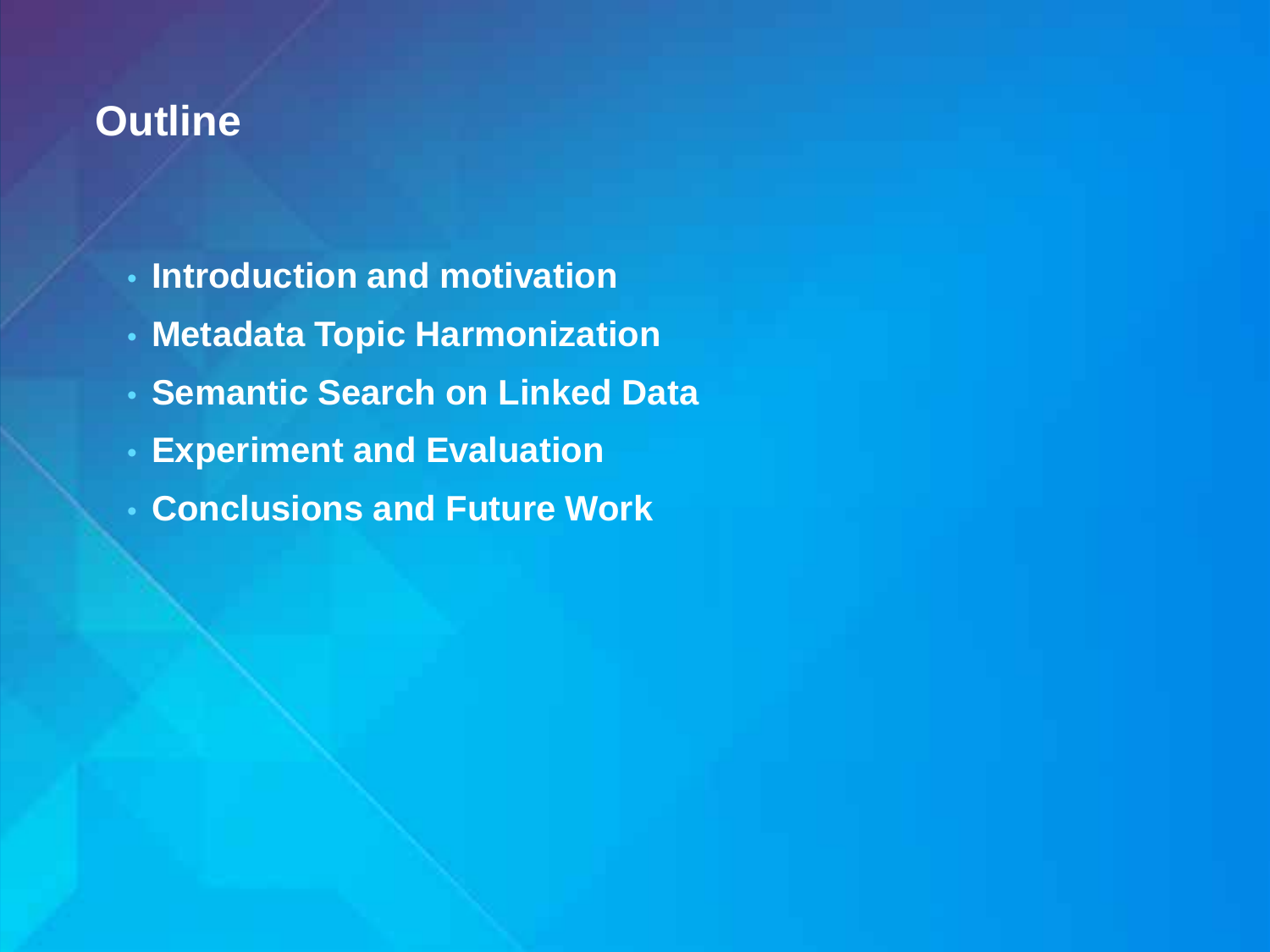# Outline

- **Introduction and motivation**
- **Metadata Topic Harmonization**
- **Semantic Search on Linked Data**
- **Experiment and Evaluation**
- **Conclusions and Future Work**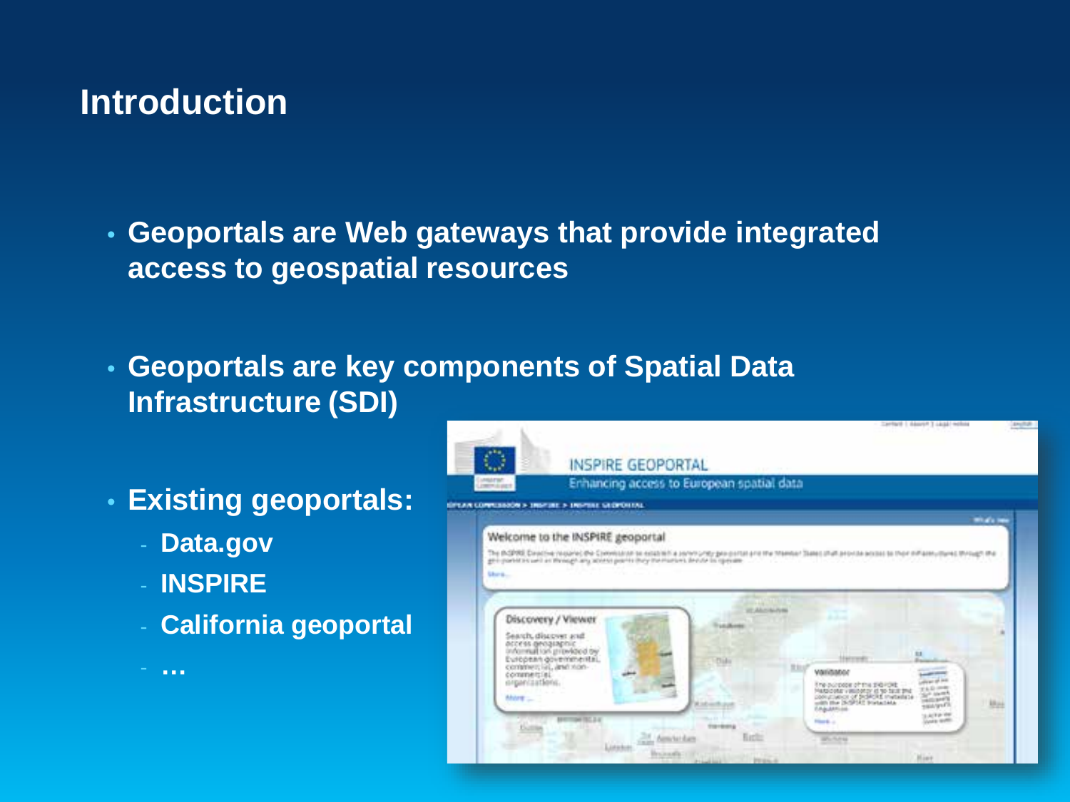# Introduction

- **Geoportals are Web gateways that provide integrated access to geospatial resources**
- **Geoportals are key components of Spatial Data Infrastructure (SDI)**
- **Existing geoportals:**
  - **Data.gov**
  - **INSPIRE**
  - **California geoportal**
  - **…**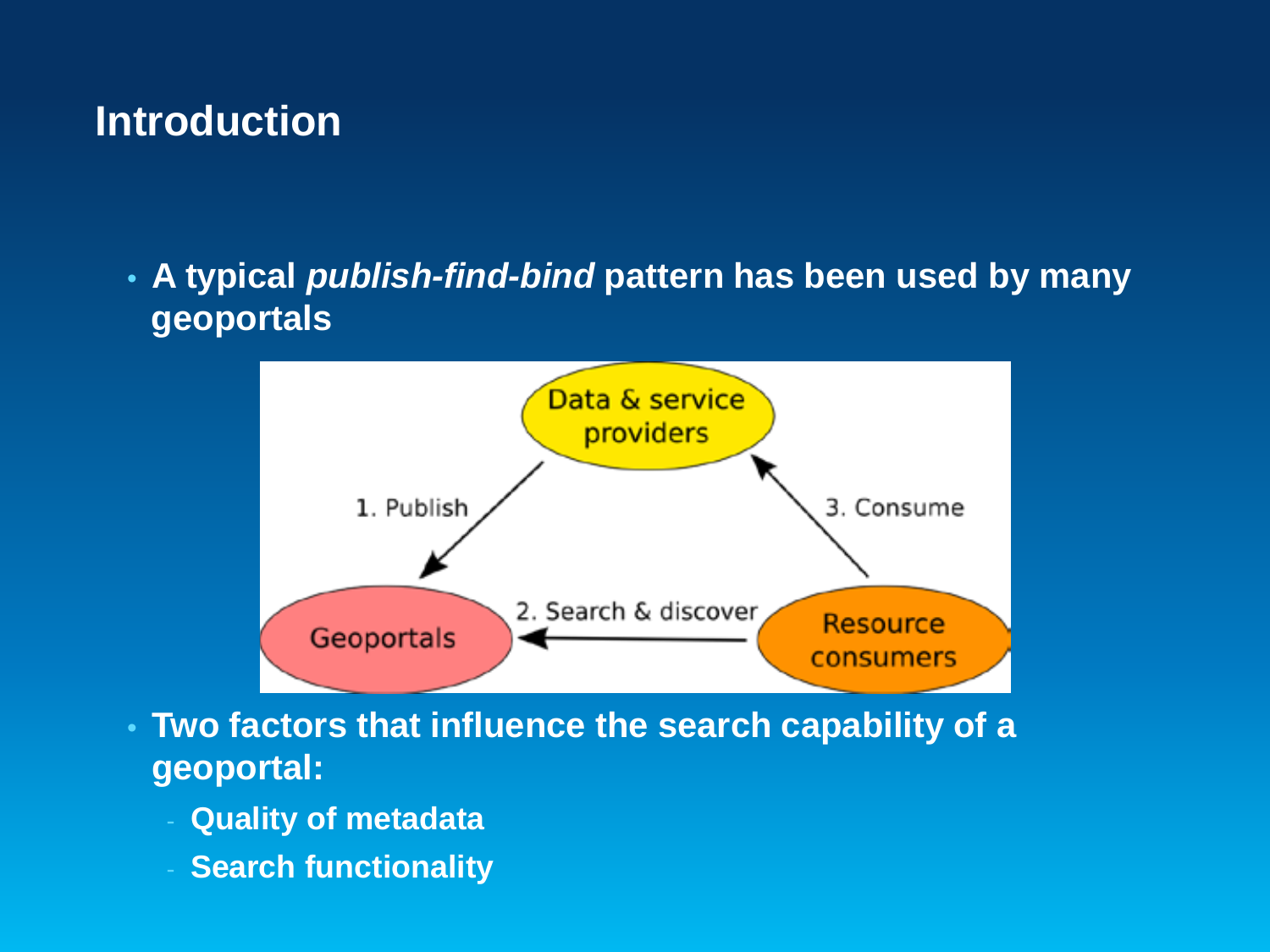# Introduction

- A typical *publish-find-bind* pattern has been used by many geoportals

- Two factors that influence the search capability of a geoportal:
  - Quality of metadata
  - Search functionality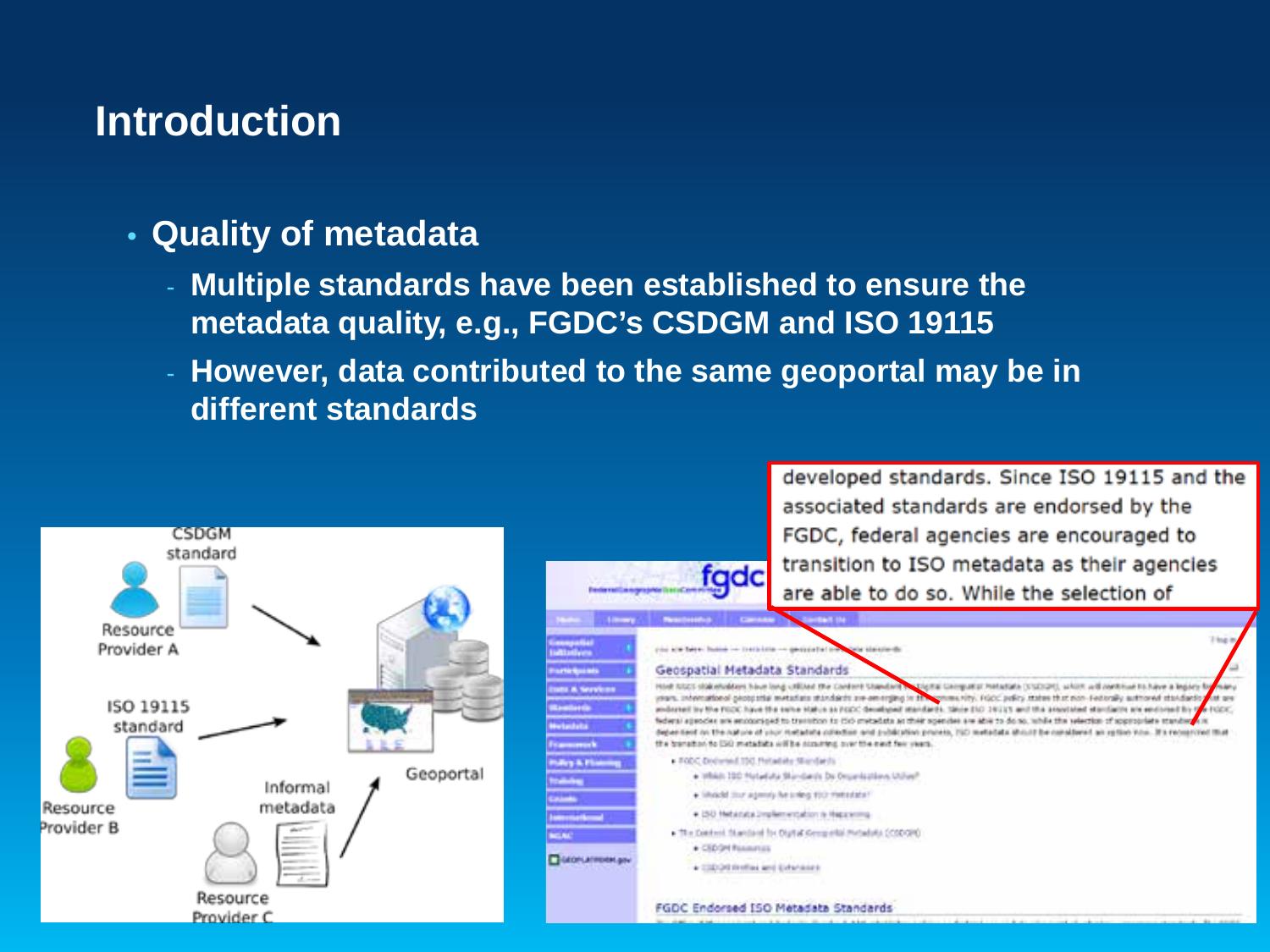# Introduction

- **Quality of metadata**
  - **Multiple standards have been established to ensure the metadata quality, e.g., FGDC's CSDGM and ISO 19115**
  - **However, data contributed to the same geoportal may be in different standards**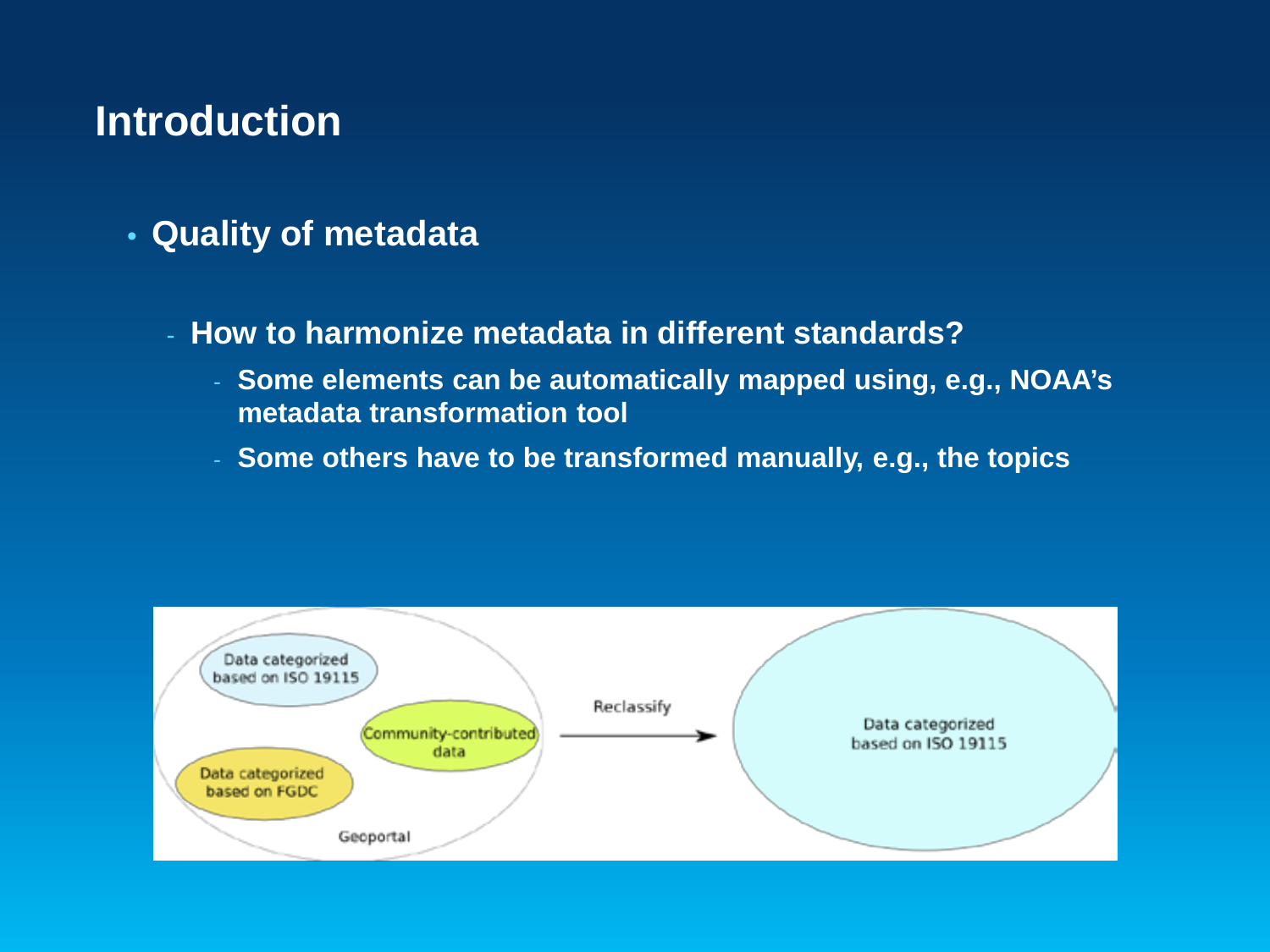# Introduction

- **Quality of metadata**
  - **How to harmonize metadata in different standards?**
    - **Some elements can be automatically mapped using, e.g., NOAA's metadata transformation tool**
    - **Some others have to be transformed manually, e.g., the topics**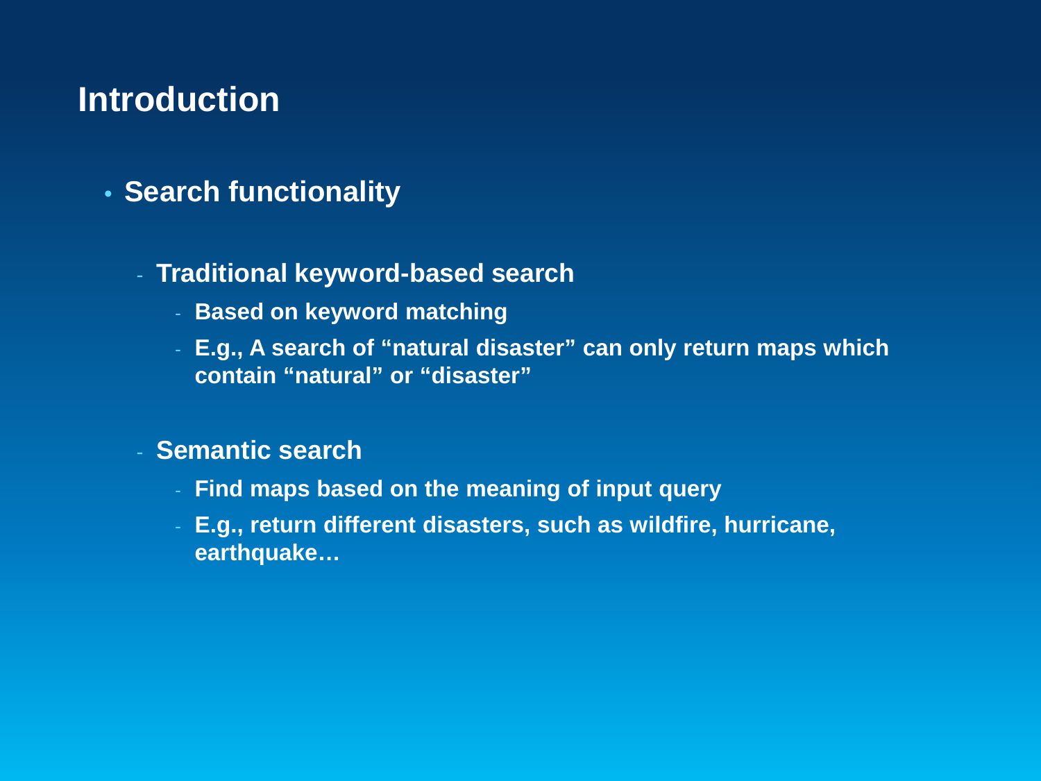## Introduction

- **Search functionality**
  - **Traditional keyword-based search**
    - **Based on keyword matching**
    - **E.g., A search of “natural disaster” can only return maps which contain “natural” or “disaster”**
  - **Semantic search**
    - **Find maps based on the meaning of input query**
    - **E.g., return different disasters, such as wildfire, hurricane, earthquake…**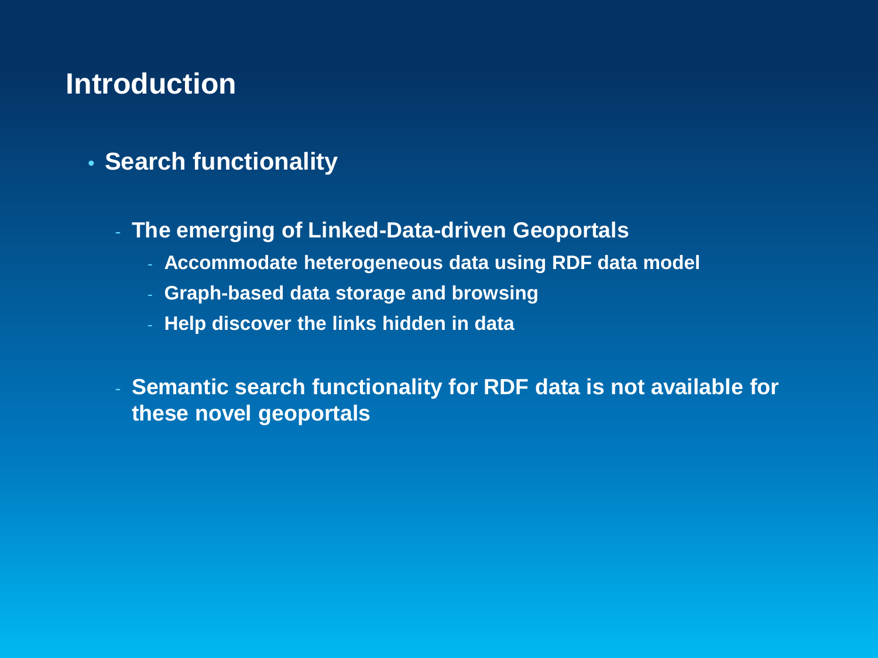# Introduction

- **Search functionality**
  - **The emerging of Linked-Data-driven Geoportals**
    - **Accommodate heterogeneous data using RDF data model**
    - **Graph-based data storage and browsing**
    - **Help discover the links hidden in data**
  - **Semantic search functionality for RDF data is not available for these novel geoportals**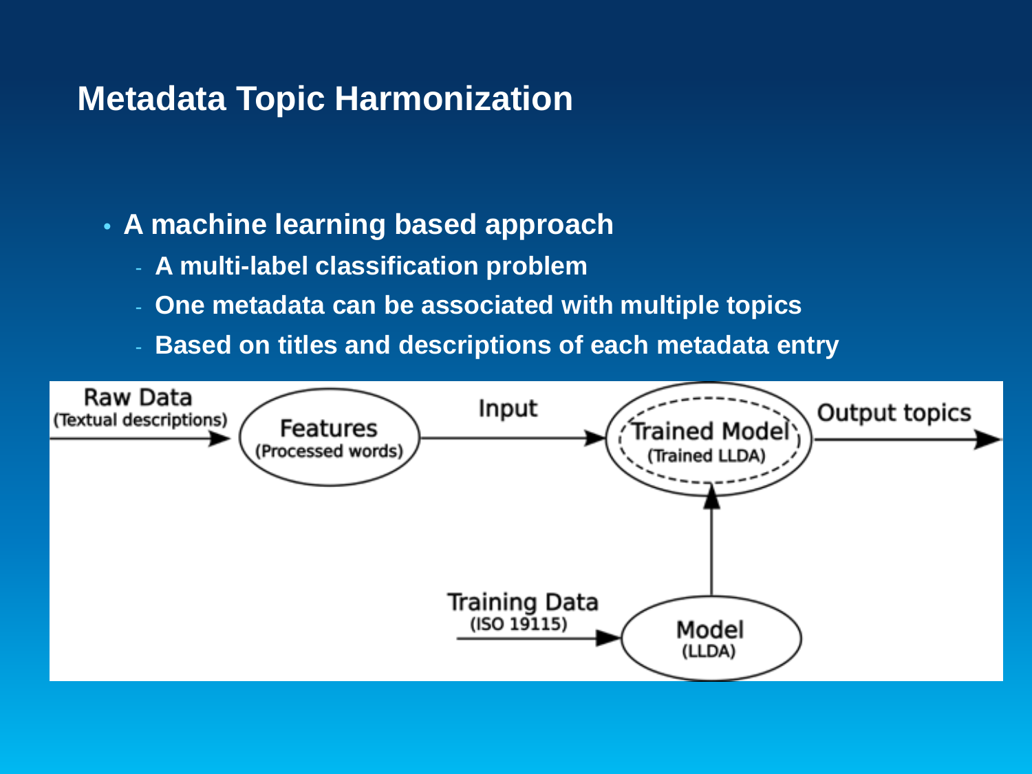# Metadata Topic Harmonization

- **A machine learning based approach**
  - **A multi-label classification problem**
  - **One metadata can be associated with multiple topics**
  - **Based on titles and descriptions of each metadata entry**

Raw Data (Textual descriptions) → Features (Processed words) → Input → Trained Model (Trained LLDA) → Output topics

Training Data (ISO 19115) → Model (LLDA) → Trained Model (Trained LLDA)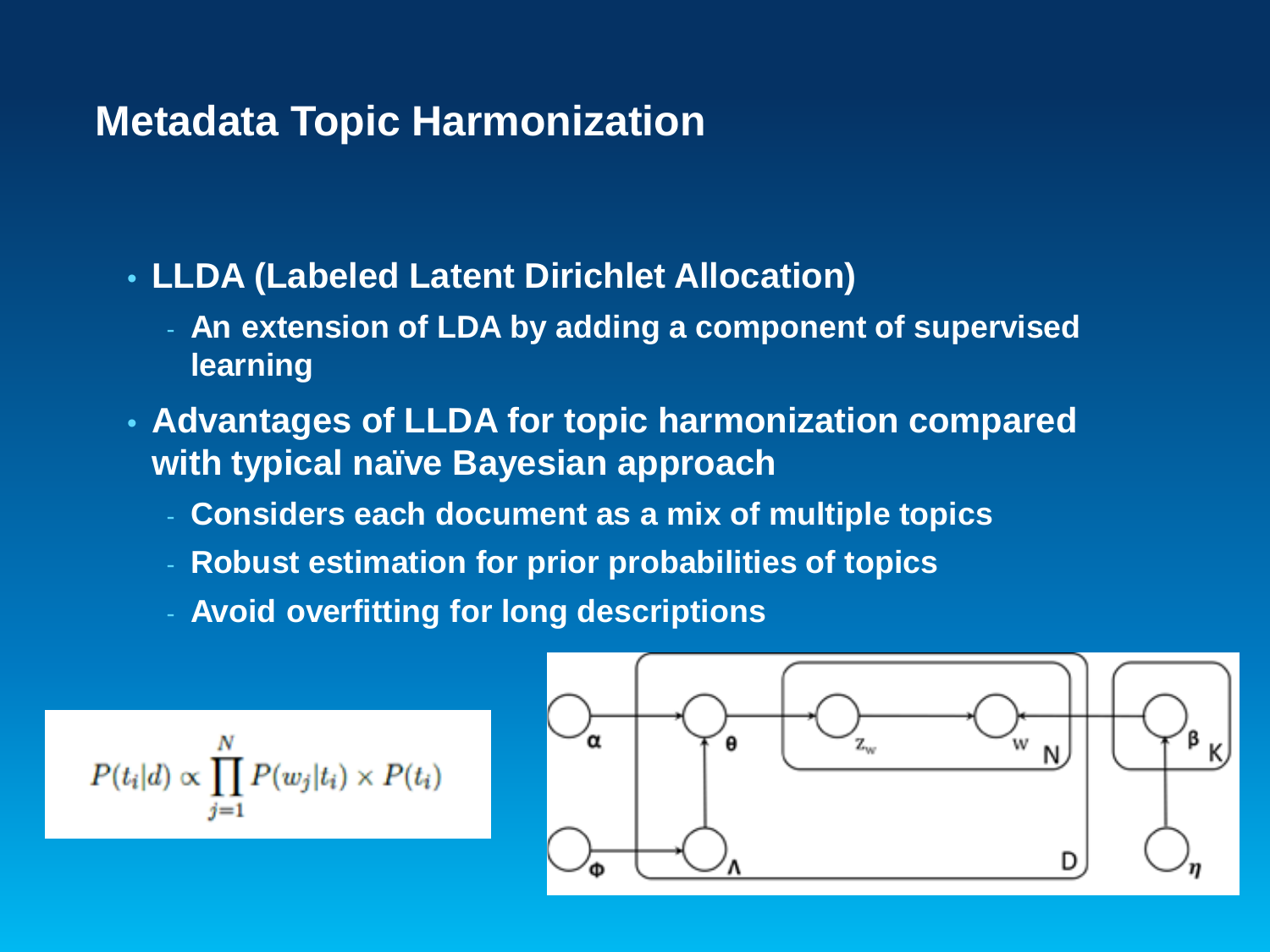## Metadata Topic Harmonization

- **LLDA (Labeled Latent Dirichlet Allocation)**
  - An extension of LDA by adding a component of supervised learning
- **Advantages of LLDA for topic harmonization compared with typical naïve Bayesian approach**
  - Considers each document as a mix of multiple topics
  - Robust estimation for prior probabilities of topics
  - Avoid overfitting for long descriptions

$$P(t_i|d) \propto \prod_{j=1}^{N} P(w_j|t_i) \times P(t_i)$$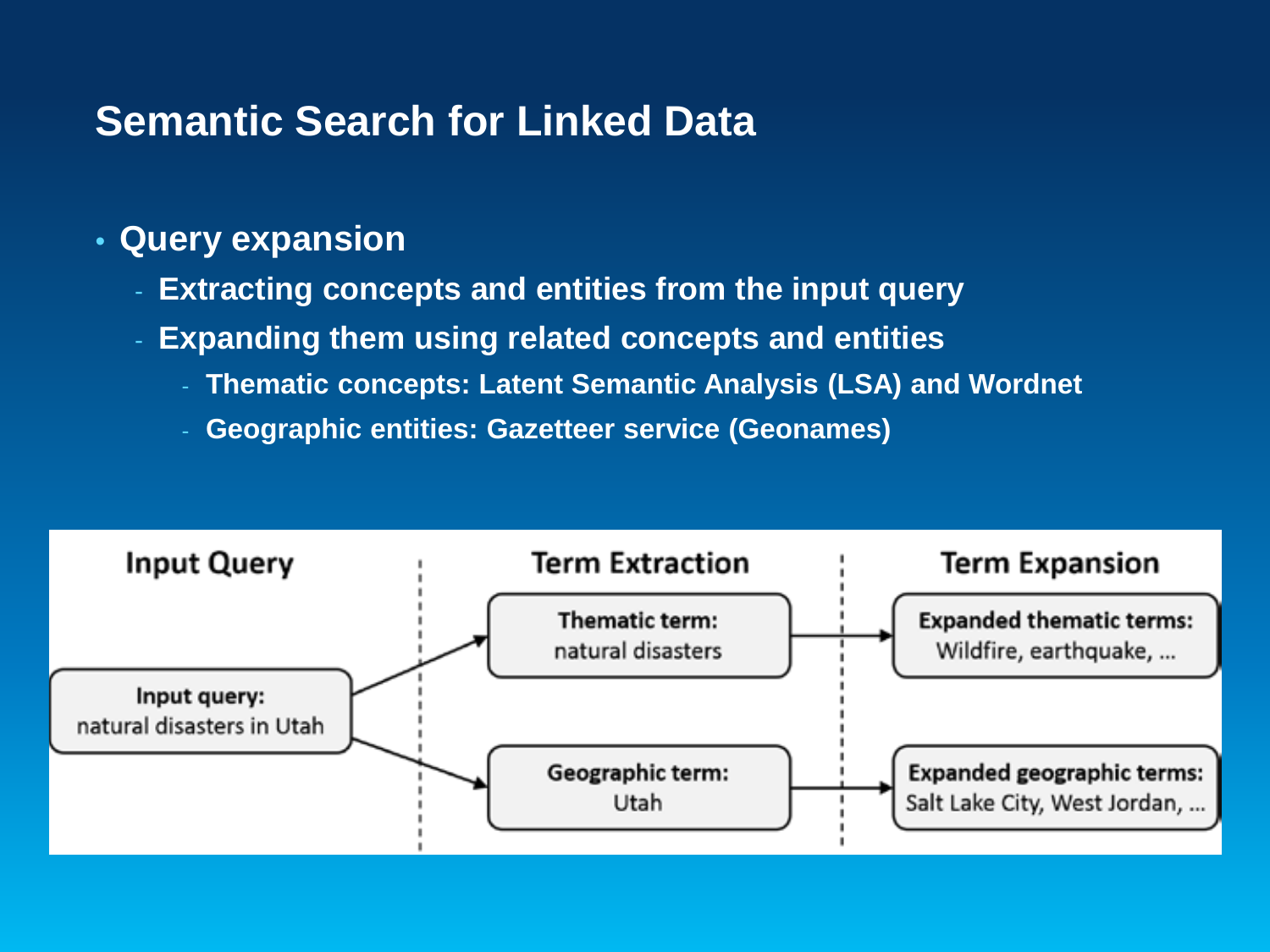# Semantic Search for Linked Data

- Query expansion
  - Extracting concepts and entities from the input query
  - Expanding them using related concepts and entities
    - Thematic concepts: Latent Semantic Analysis (LSA) and Wordnet
    - Geographic entities: Gazetteer service (Geonames)

| Input Query | Term Extraction | Term Expansion |
| --- | --- | --- |
| **Input query:** natural disasters in Utah | **Thematic term:** natural disasters | **Expanded thematic terms:** Wildfire, earthquake, ... |
| | **Geographic term:** Utah | **Expanded geographic terms:** Salt Lake City, West Jordan, ... |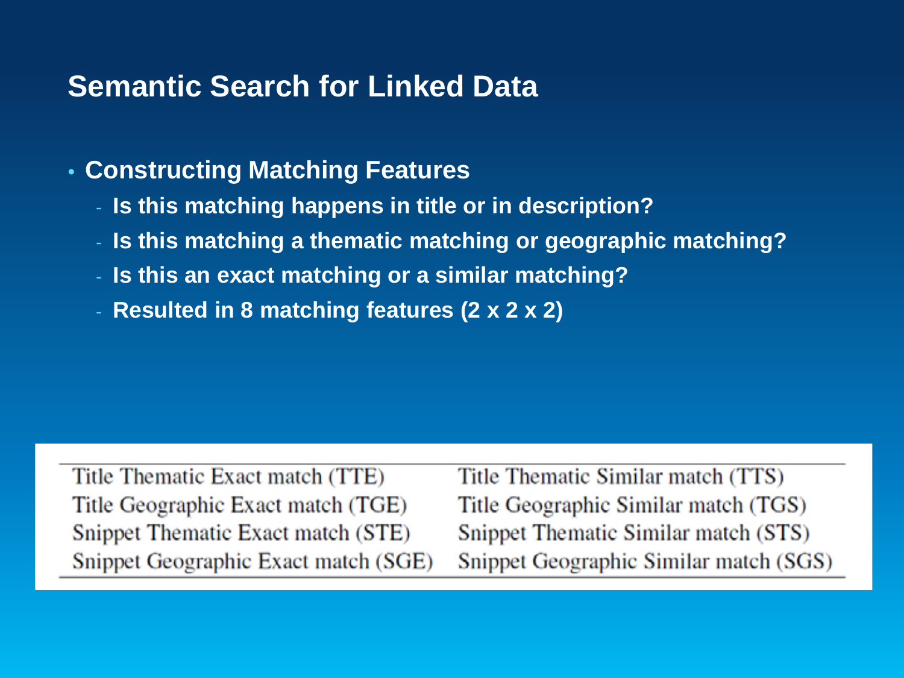# Semantic Search for Linked Data

- **Constructing Matching Features**
  - **Is this matching happens in title or in description?**
  - **Is this matching a thematic matching or geographic matching?**
  - **Is this an exact matching or a similar matching?**
  - **Resulted in 8 matching features (2 x 2 x 2)**

| | |
|---|---|
| Title Thematic Exact match (TTE) | Title Thematic Similar match (TTS) |
| Title Geographic Exact match (TGE) | Title Geographic Similar match (TGS) |
| Snippet Thematic Exact match (STE) | Snippet Thematic Similar match (STS) |
| Snippet Geographic Exact match (SGE) | Snippet Geographic Similar match (SGS) |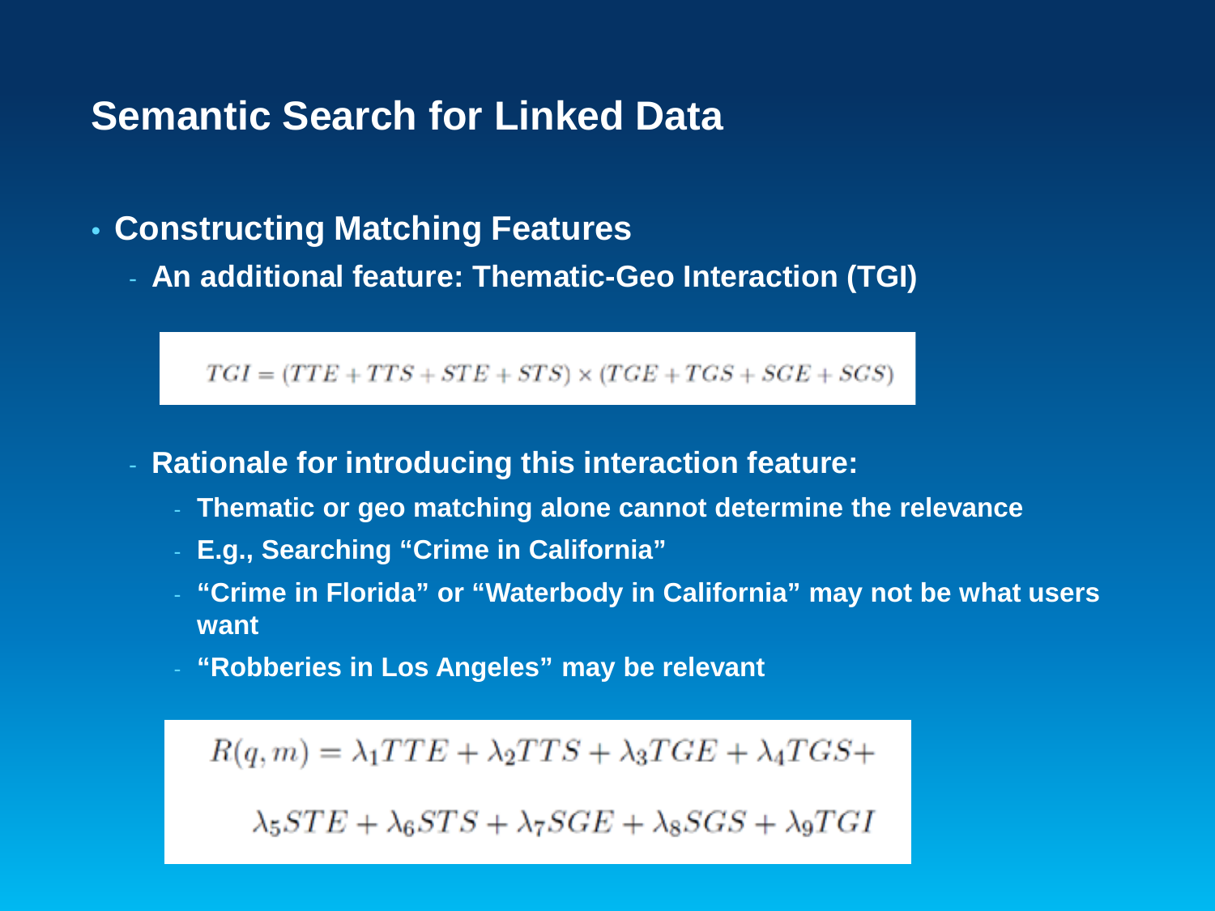# Semantic Search for Linked Data

- **Constructing Matching Features**
  - **An additional feature: Thematic-Geo Interaction (TGI)**

$$TGI = (TTE + TTS + STE + STS) \times (TGE + TGS + SGE + SGS)$$

  - **Rationale for introducing this interaction feature:**
    - **Thematic or geo matching alone cannot determine the relevance**
    - **E.g., Searching "Crime in California"**
    - **"Crime in Florida" or "Waterbody in California" may not be what users want**
    - **"Robberies in Los Angeles" may be relevant**

$$R(q, m) = \lambda_1 TTE + \lambda_2 TTS + \lambda_3 TGE + \lambda_4 TGS + \lambda_5 STE + \lambda_6 STS + \lambda_7 SGE + \lambda_8 SGS + \lambda_9 TGI$$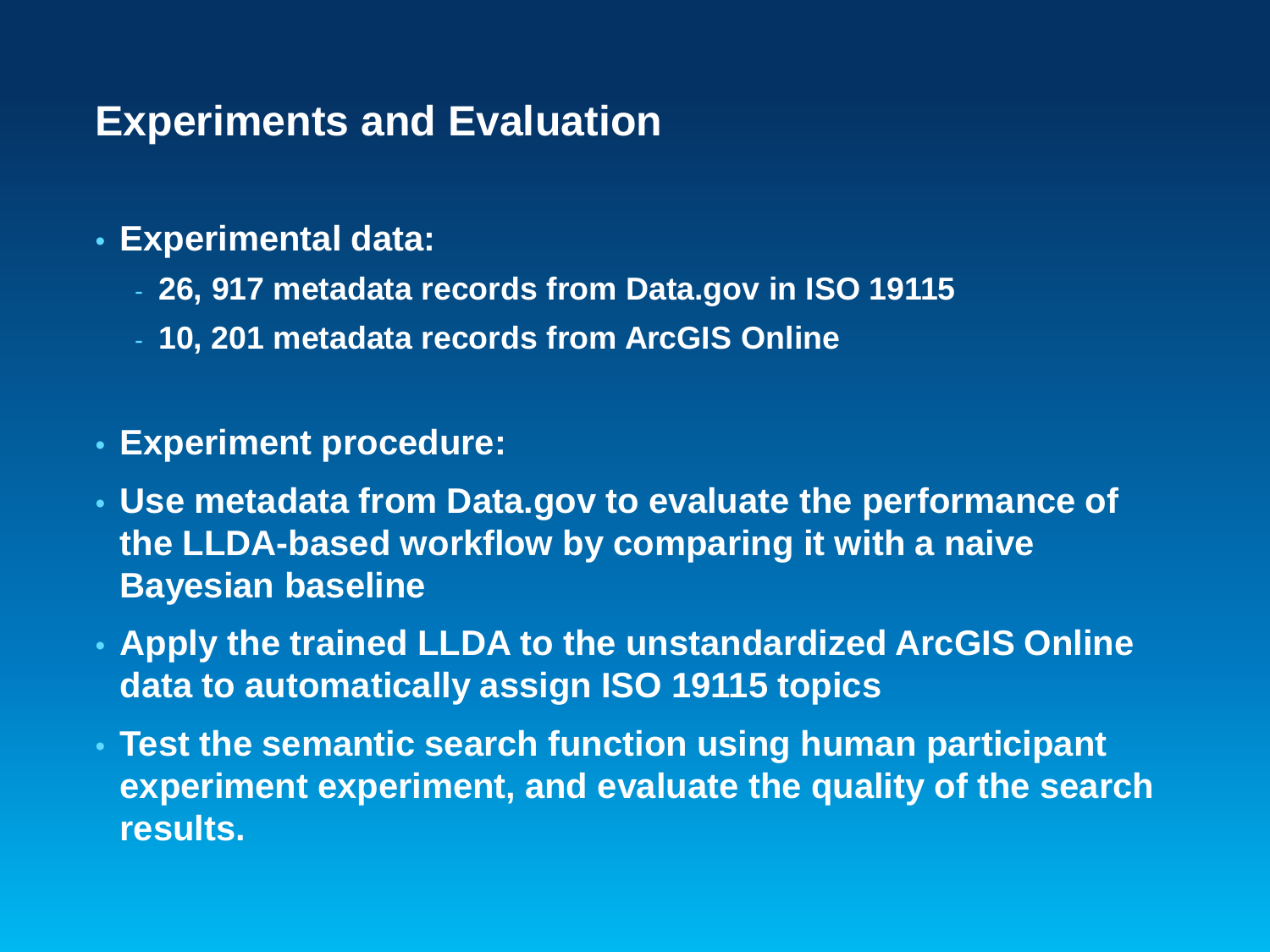## Experiments and Evaluation

- **Experimental data:**
  - **26, 917 metadata records from Data.gov in ISO 19115**
  - **10, 201 metadata records from ArcGIS Online**

- **Experiment procedure:**
- **Use metadata from Data.gov to evaluate the performance of the LLDA-based workflow by comparing it with a naive Bayesian baseline**
- **Apply the trained LLDA to the unstandardized ArcGIS Online data to automatically assign ISO 19115 topics**
- **Test the semantic search function using human participant experiment experiment, and evaluate the quality of the search results.**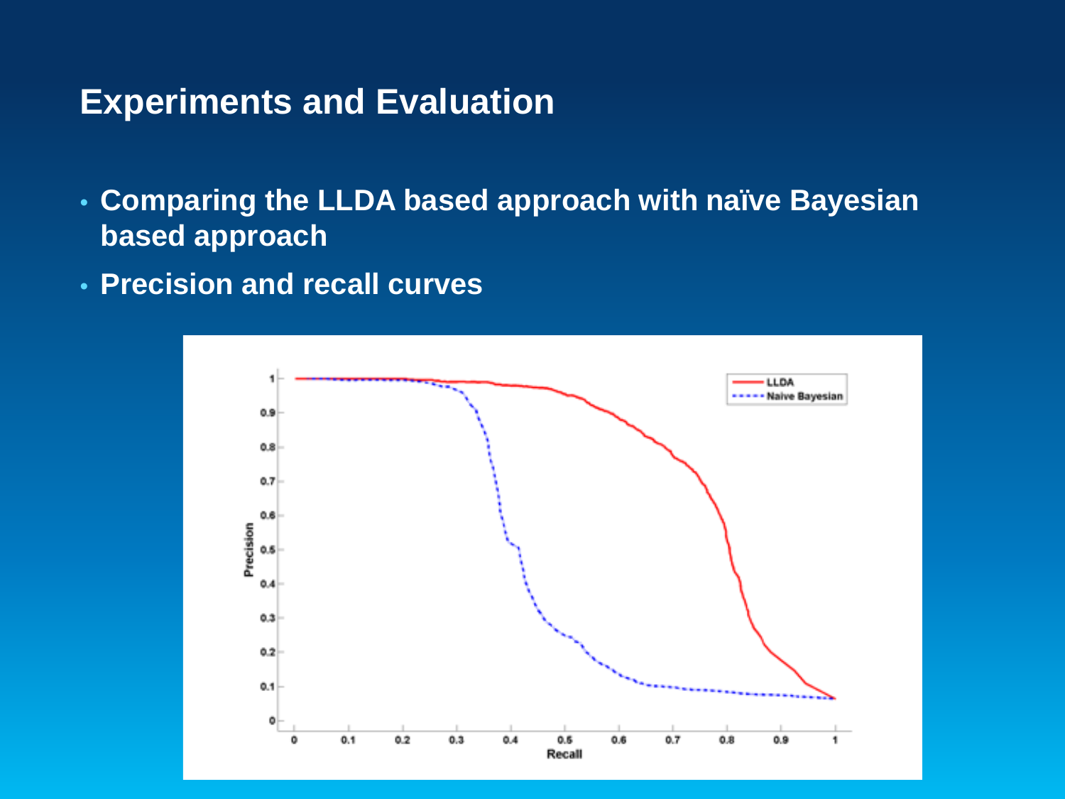## Experiments and Evaluation

- Comparing the LLDA based approach with naïve Bayesian based approach
- Precision and recall curves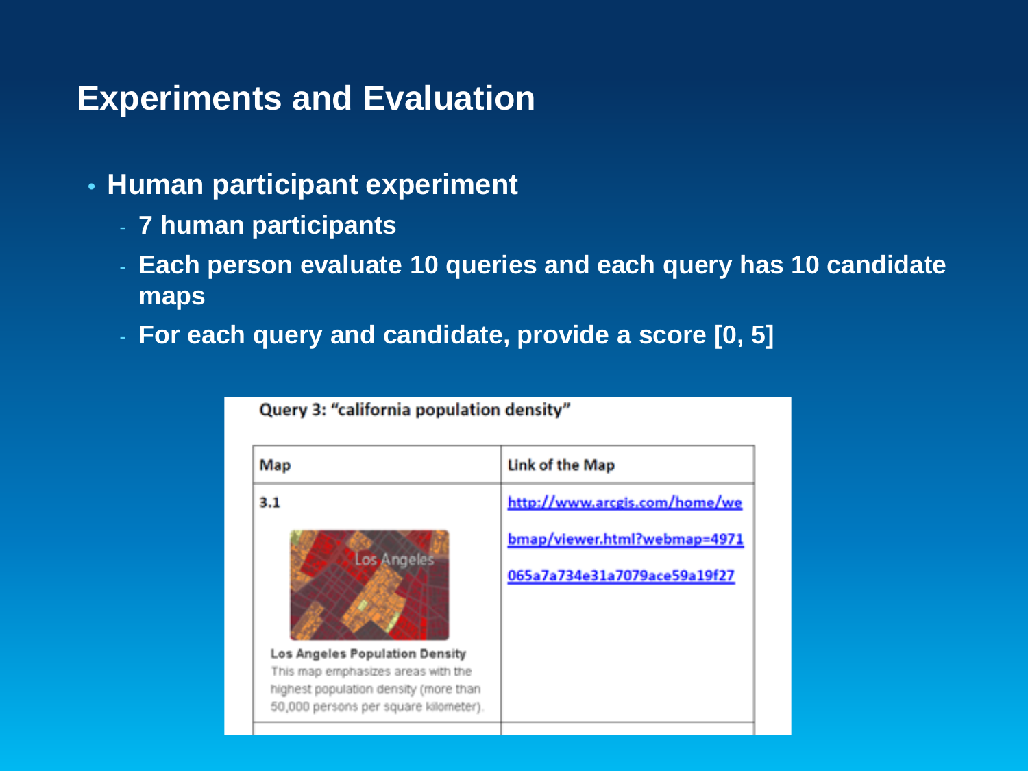# Experiments and Evaluation

- **Human participant experiment**
  - **7 human participants**
  - **Each person evaluate 10 queries and each query has 10 candidate maps**
  - **For each query and candidate, provide a score [0, 5]**

Query 3: "california population density"

| Map | Link of the Map |
| --- | --- |
| 3.1<br>Los Angeles Population Density<br>This map emphasizes areas with the highest population density (more than 50,000 persons per square kilometer). | http://www.arcgis.com/home/webmap/viewer.html?webmap=4971065a7a734e31a7079ace59a19f27 |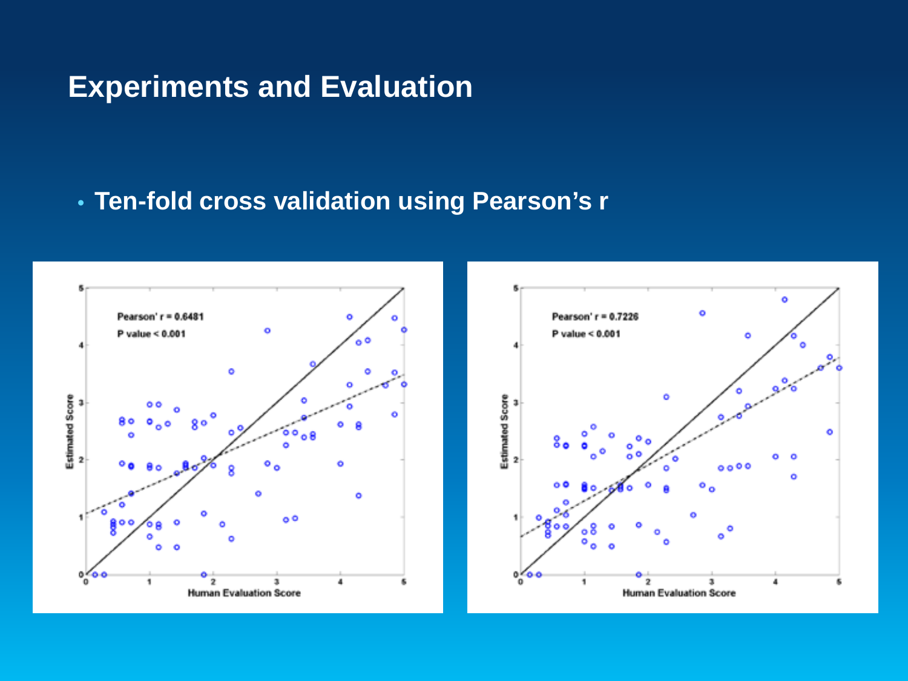# Experiments and Evaluation

- **Ten-fold cross validation using Pearson's r**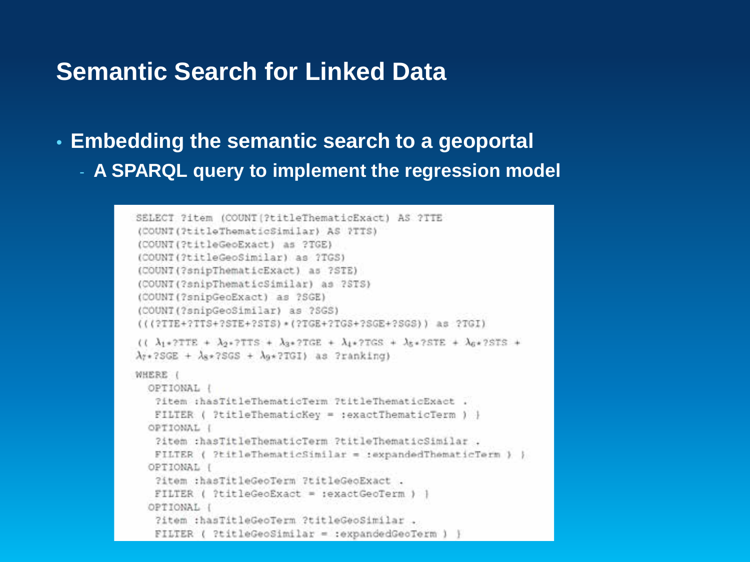# Semantic Search for Linked Data

- **Embedding the semantic search to a geoportal**
  - **A SPARQL query to implement the regression model**

```
SELECT ?item (COUNT(?titleThematicExact) AS ?TTE
(COUNT(?titleThematicSimilar) AS ?TTS)
(COUNT(?titleGeoExact) as ?TGE)
(COUNT(?titleGeoSimilar) as ?TGS)
(COUNT(?snipThematicExact) as ?STE)
(COUNT(?snipThematicSimilar) as ?STS)
(COUNT(?snipGeoExact) as ?SGE)
(COUNT(?snipGeoSimilar) as ?SGS)
(((?TTE+?TTS+?STE+?STS)*(?TGE+?TGS+?SGE+?SGS)) as ?TGI)
(( λ1*?TTE + λ2*?TTS + λ3*?TGE + λ4*?TGS + λ5*?STE + λ6*?STS +
λ7*?SGE + λ8*?SGS + λ9*?TGI) as ?ranking)
WHERE {
  OPTIONAL {
   ?item :hasTitleThematicTerm ?titleThematicExact .
   FILTER ( ?titleThematicKey = :exactThematicTerm ) }
  OPTIONAL {
   ?item :hasTitleThematicTerm ?titleThematicSimilar .
   FILTER ( ?titleThematicSimilar = :expandedThematicTerm ) }
  OPTIONAL {
   ?item :hasTitleGeoTerm ?titleGeoExact .
   FILTER ( ?titleGeoExact = :exactGeoTerm ) }
  OPTIONAL {
   ?item :hasTitleGeoTerm ?titleGeoSimilar .
   FILTER ( ?titleGeoSimilar = :expandedGeoTerm ) }
```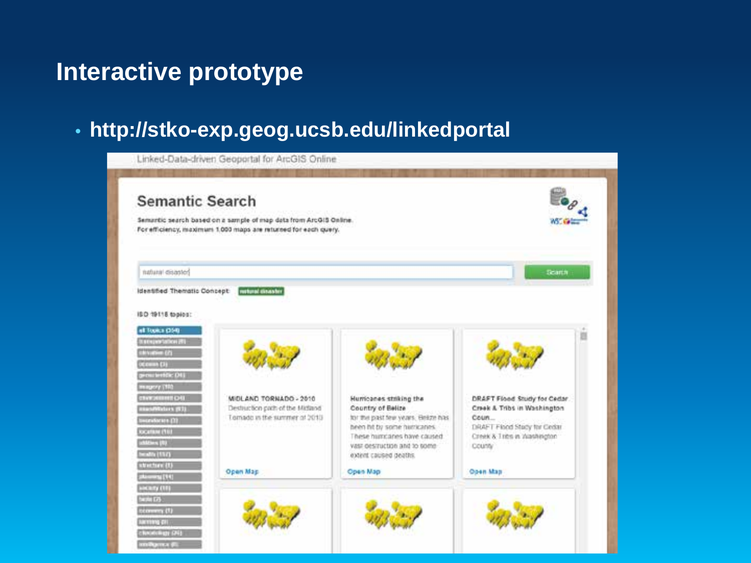# Interactive prototype

- http://stko-exp.geog.ucsb.edu/linkedportal

Linked-Data-driven Geoportal for ArcGIS Online

## Semantic Search

Semantic search based on a sample of map data from ArcGIS Online.
For efficiency, maximum 1,000 maps are returned for each query.

natural disaster

Search

Identified Thematic Concept: natural disaster

ISO 19115 topics:

MIDLAND TORNADO - 2010
Destruction path of the Midland Tornado in the summer of 2010
Open Map

Hurricanes striking the Country of Belize
for the past few years, Belize has been hit by some hurricanes. These hurricanes have caused vast destruction and to some extent caused deaths.
Open Map

DRAFT Flood Study for Cedar Creek & Tribs in Washington Coun...
DRAFT Flood Study for Cedar Creek & Tribs in Washington County
Open Map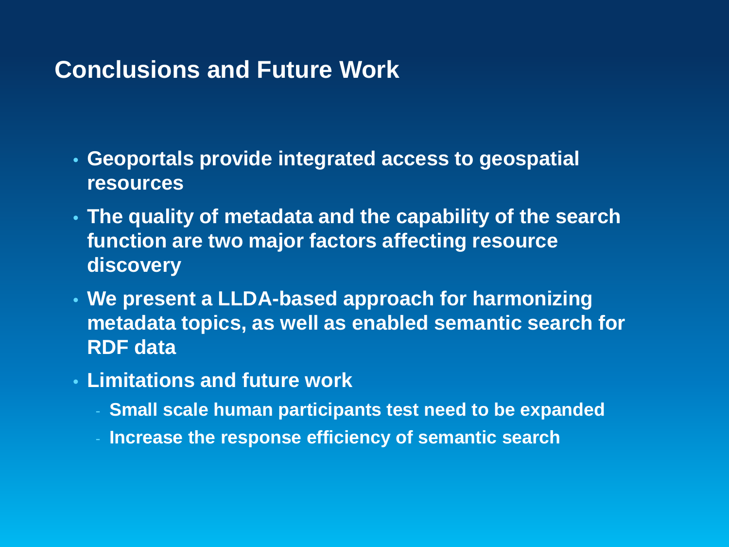## Conclusions and Future Work

- **Geoportals provide integrated access to geospatial resources**
- **The quality of metadata and the capability of the search function are two major factors affecting resource discovery**
- **We present a LLDA-based approach for harmonizing metadata topics, as well as enabled semantic search for RDF data**
- **Limitations and future work**
  - **Small scale human participants test need to be expanded**
  - **Increase the response efficiency of semantic search**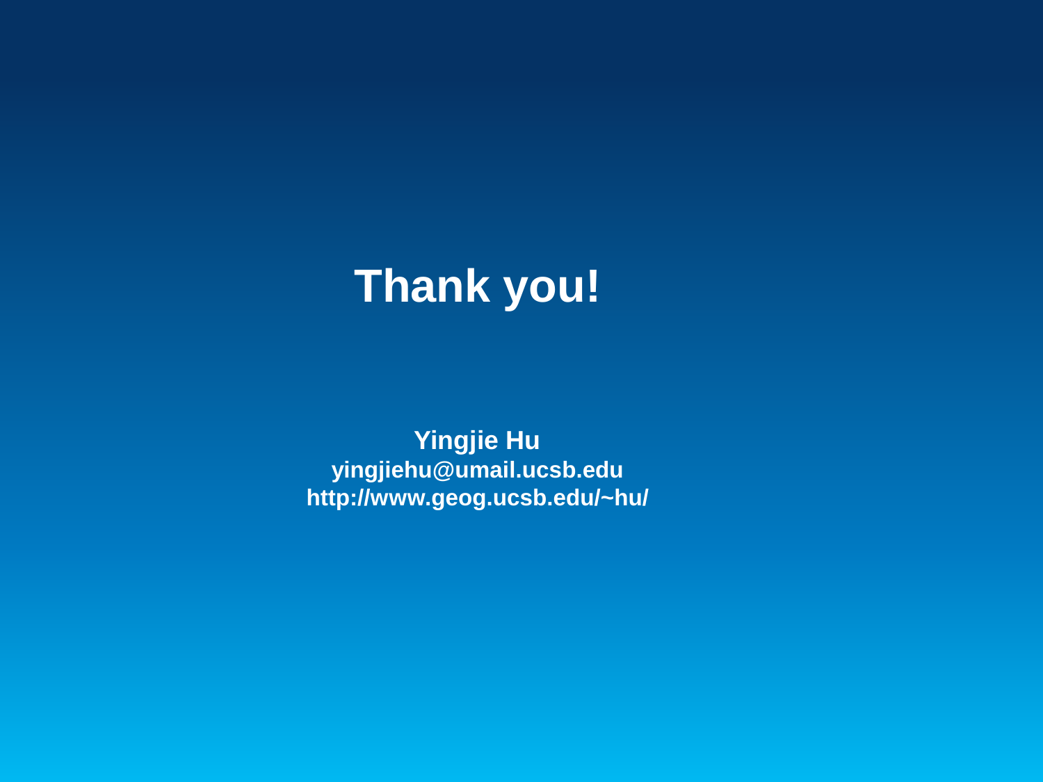# Thank you!

**Yingjie Hu**
**yingjiehu@umail.ucsb.edu**
**http://www.geog.ucsb.edu/~hu/**